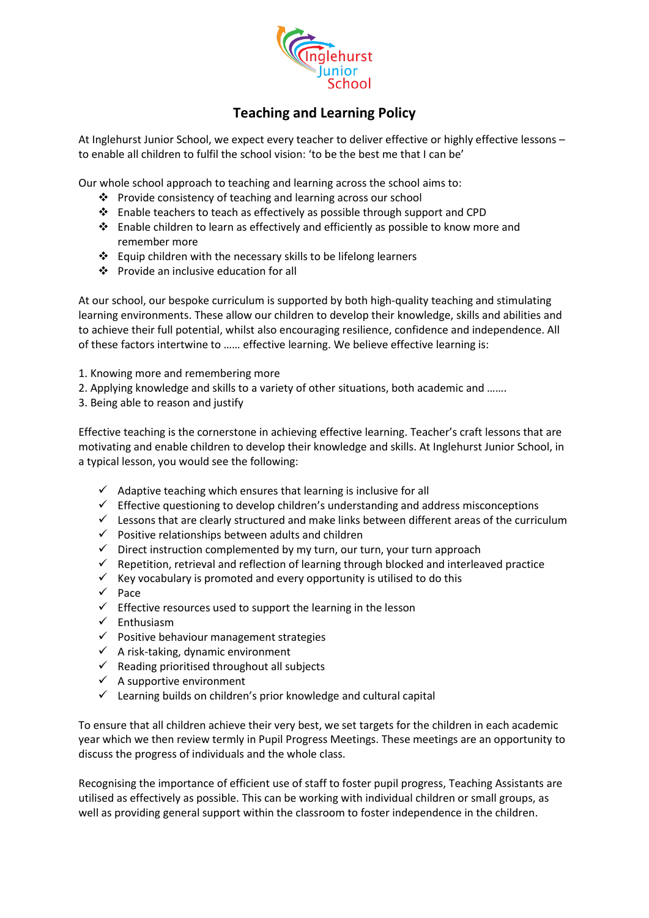Inglehurst Junior School

# Teaching and Learning Policy

At Inglehurst Junior School, we expect every teacher to deliver effective or highly effective lessons – to enable all children to fulfil the school vision: 'to be the best me that I can be'

Our whole school approach to teaching and learning across the school aims to:

- Provide consistency of teaching and learning across our school
- Enable teachers to teach as effectively as possible through support and CPD
- Enable children to learn as effectively and efficiently as possible to know more and remember more
- Equip children with the necessary skills to be lifelong learners
- Provide an inclusive education for all

At our school, our bespoke curriculum is supported by both high-quality teaching and stimulating learning environments. These allow our children to develop their knowledge, skills and abilities and to achieve their full potential, whilst also encouraging resilience, confidence and independence. All of these factors intertwine to …… effective learning. We believe effective learning is:

1. Knowing more and remembering more
2. Applying knowledge and skills to a variety of other situations, both academic and …….
3. Being able to reason and justify

Effective teaching is the cornerstone in achieving effective learning. Teacher's craft lessons that are motivating and enable children to develop their knowledge and skills. At Inglehurst Junior School, in a typical lesson, you would see the following:

- ✓ Adaptive teaching which ensures that learning is inclusive for all
- ✓ Effective questioning to develop children's understanding and address misconceptions
- ✓ Lessons that are clearly structured and make links between different areas of the curriculum
- ✓ Positive relationships between adults and children
- ✓ Direct instruction complemented by my turn, our turn, your turn approach
- ✓ Repetition, retrieval and reflection of learning through blocked and interleaved practice
- ✓ Key vocabulary is promoted and every opportunity is utilised to do this
- ✓ Pace
- ✓ Effective resources used to support the learning in the lesson
- ✓ Enthusiasm
- ✓ Positive behaviour management strategies
- ✓ A risk-taking, dynamic environment
- ✓ Reading prioritised throughout all subjects
- ✓ A supportive environment
- ✓ Learning builds on children's prior knowledge and cultural capital

To ensure that all children achieve their very best, we set targets for the children in each academic year which we then review termly in Pupil Progress Meetings. These meetings are an opportunity to discuss the progress of individuals and the whole class.

Recognising the importance of efficient use of staff to foster pupil progress, Teaching Assistants are utilised as effectively as possible. This can be working with individual children or small groups, as well as providing general support within the classroom to foster independence in the children.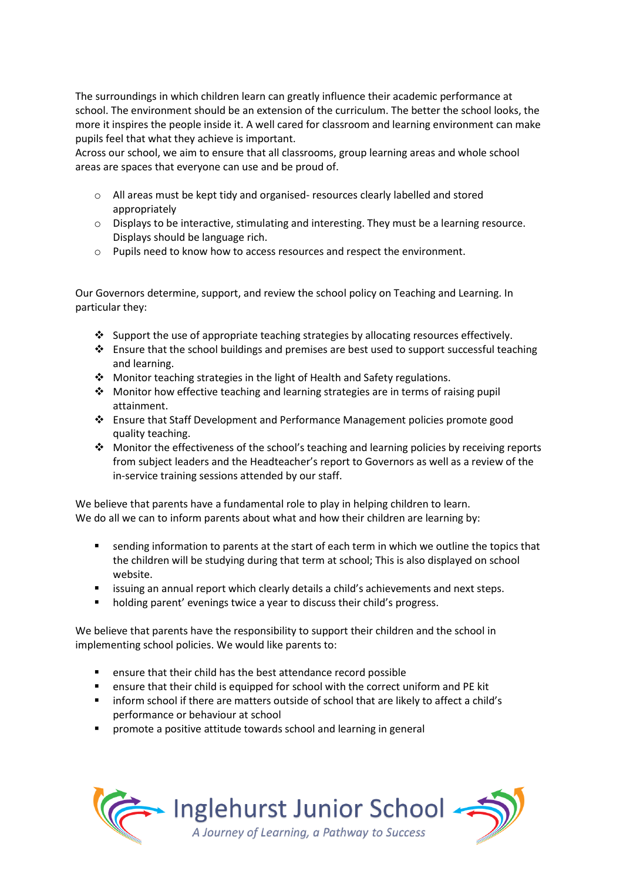The surroundings in which children learn can greatly influence their academic performance at school. The environment should be an extension of the curriculum. The better the school looks, the more it inspires the people inside it. A well cared for classroom and learning environment can make pupils feel that what they achieve is important.
Across our school, we aim to ensure that all classrooms, group learning areas and whole school areas are spaces that everyone can use and be proud of.

- All areas must be kept tidy and organised- resources clearly labelled and stored appropriately
- Displays to be interactive, stimulating and interesting. They must be a learning resource. Displays should be language rich.
- Pupils need to know how to access resources and respect the environment.

Our Governors determine, support, and review the school policy on Teaching and Learning. In particular they:

- Support the use of appropriate teaching strategies by allocating resources effectively.
- Ensure that the school buildings and premises are best used to support successful teaching and learning.
- Monitor teaching strategies in the light of Health and Safety regulations.
- Monitor how effective teaching and learning strategies are in terms of raising pupil attainment.
- Ensure that Staff Development and Performance Management policies promote good quality teaching.
- Monitor the effectiveness of the school's teaching and learning policies by receiving reports from subject leaders and the Headteacher's report to Governors as well as a review of the in-service training sessions attended by our staff.

We believe that parents have a fundamental role to play in helping children to learn.
We do all we can to inform parents about what and how their children are learning by:

- sending information to parents at the start of each term in which we outline the topics that the children will be studying during that term at school; This is also displayed on school website.
- issuing an annual report which clearly details a child's achievements and next steps.
- holding parent' evenings twice a year to discuss their child's progress.

We believe that parents have the responsibility to support their children and the school in implementing school policies. We would like parents to:

- ensure that their child has the best attendance record possible
- ensure that their child is equipped for school with the correct uniform and PE kit
- inform school if there are matters outside of school that are likely to affect a child's performance or behaviour at school
- promote a positive attitude towards school and learning in general